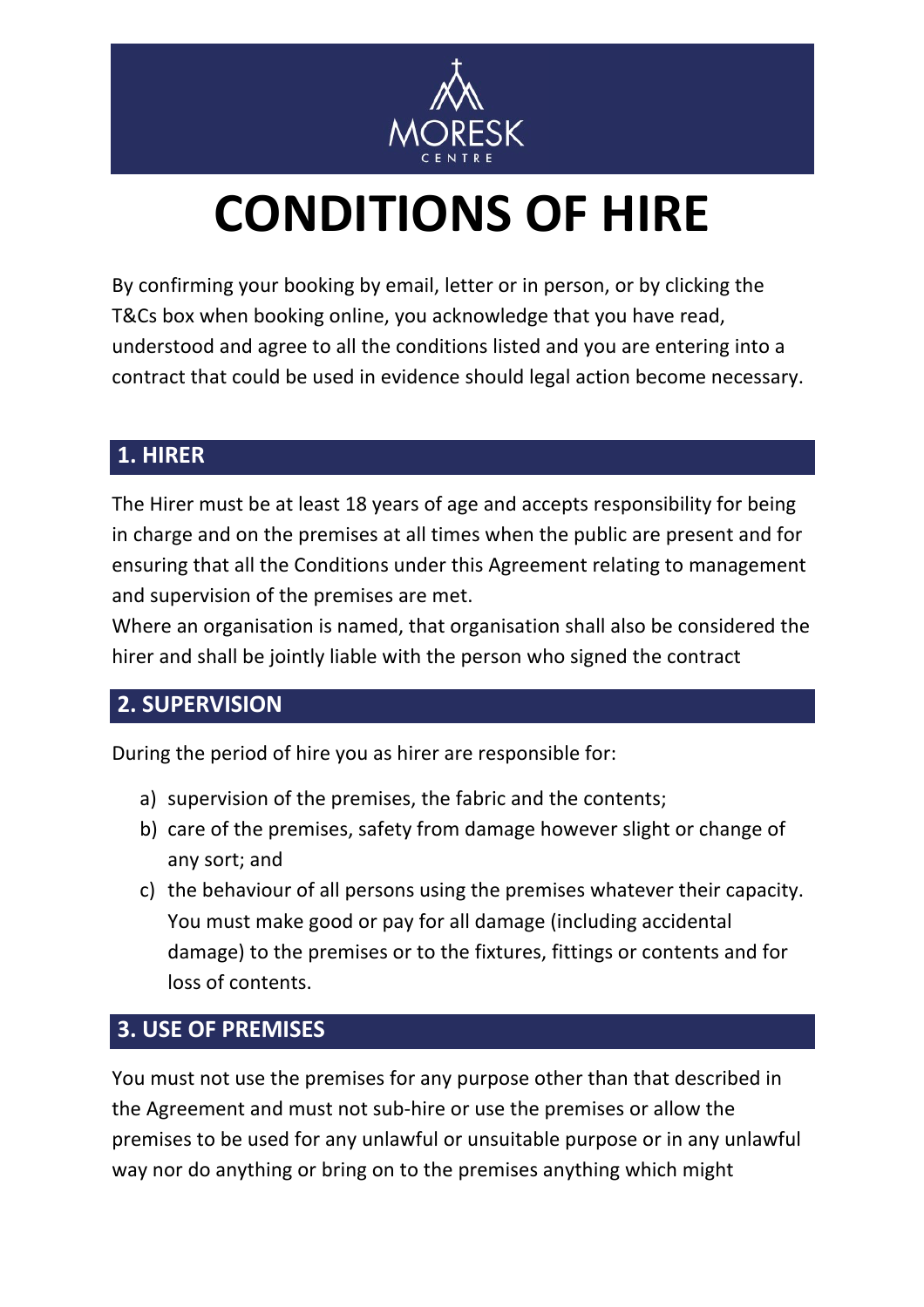MORESK CENTRE

# CONDITIONS OF HIRE

By confirming your booking by email, letter or in person, or by clicking the T&Cs box when booking online, you acknowledge that you have read, understood and agree to all the conditions listed and you are entering into a contract that could be used in evidence should legal action become necessary.

## 1. HIRER

The Hirer must be at least 18 years of age and accepts responsibility for being in charge and on the premises at all times when the public are present and for ensuring that all the Conditions under this Agreement relating to management and supervision of the premises are met.

Where an organisation is named, that organisation shall also be considered the hirer and shall be jointly liable with the person who signed the contract

## 2. SUPERVISION

During the period of hire you as hirer are responsible for:

a) supervision of the premises, the fabric and the contents;
b) care of the premises, safety from damage however slight or change of any sort; and
c) the behaviour of all persons using the premises whatever their capacity. You must make good or pay for all damage (including accidental damage) to the premises or to the fixtures, fittings or contents and for loss of contents.

## 3. USE OF PREMISES

You must not use the premises for any purpose other than that described in the Agreement and must not sub-hire or use the premises or allow the premises to be used for any unlawful or unsuitable purpose or in any unlawful way nor do anything or bring on to the premises anything which might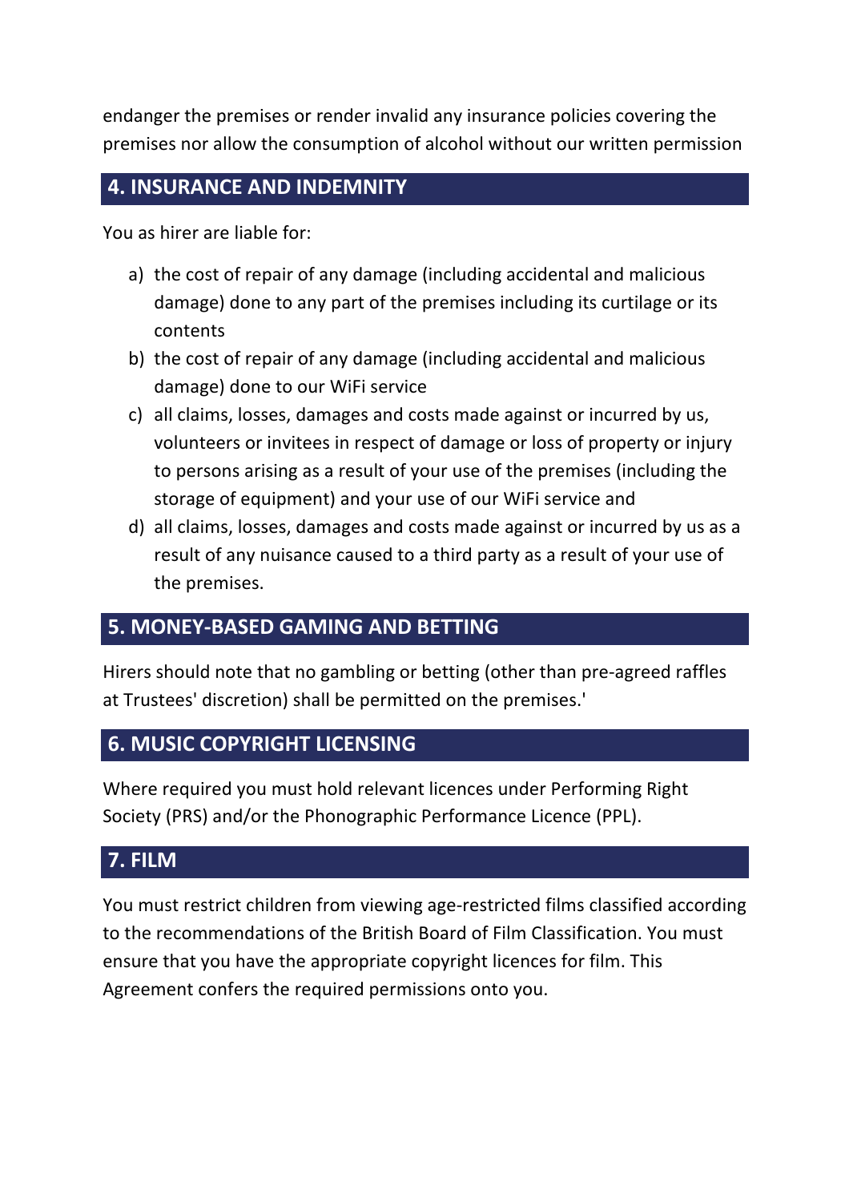endanger the premises or render invalid any insurance policies covering the premises nor allow the consumption of alcohol without our written permission

## 4. INSURANCE AND INDEMNITY

You as hirer are liable for:

a) the cost of repair of any damage (including accidental and malicious damage) done to any part of the premises including its curtilage or its contents
b) the cost of repair of any damage (including accidental and malicious damage) done to our WiFi service
c) all claims, losses, damages and costs made against or incurred by us, volunteers or invitees in respect of damage or loss of property or injury to persons arising as a result of your use of the premises (including the storage of equipment) and your use of our WiFi service and
d) all claims, losses, damages and costs made against or incurred by us as a result of any nuisance caused to a third party as a result of your use of the premises.

## 5. MONEY-BASED GAMING AND BETTING

Hirers should note that no gambling or betting (other than pre-agreed raffles at Trustees' discretion) shall be permitted on the premises.'

## 6. MUSIC COPYRIGHT LICENSING

Where required you must hold relevant licences under Performing Right Society (PRS) and/or the Phonographic Performance Licence (PPL).

## 7. FILM

You must restrict children from viewing age-restricted films classified according to the recommendations of the British Board of Film Classification. You must ensure that you have the appropriate copyright licences for film. This Agreement confers the required permissions onto you.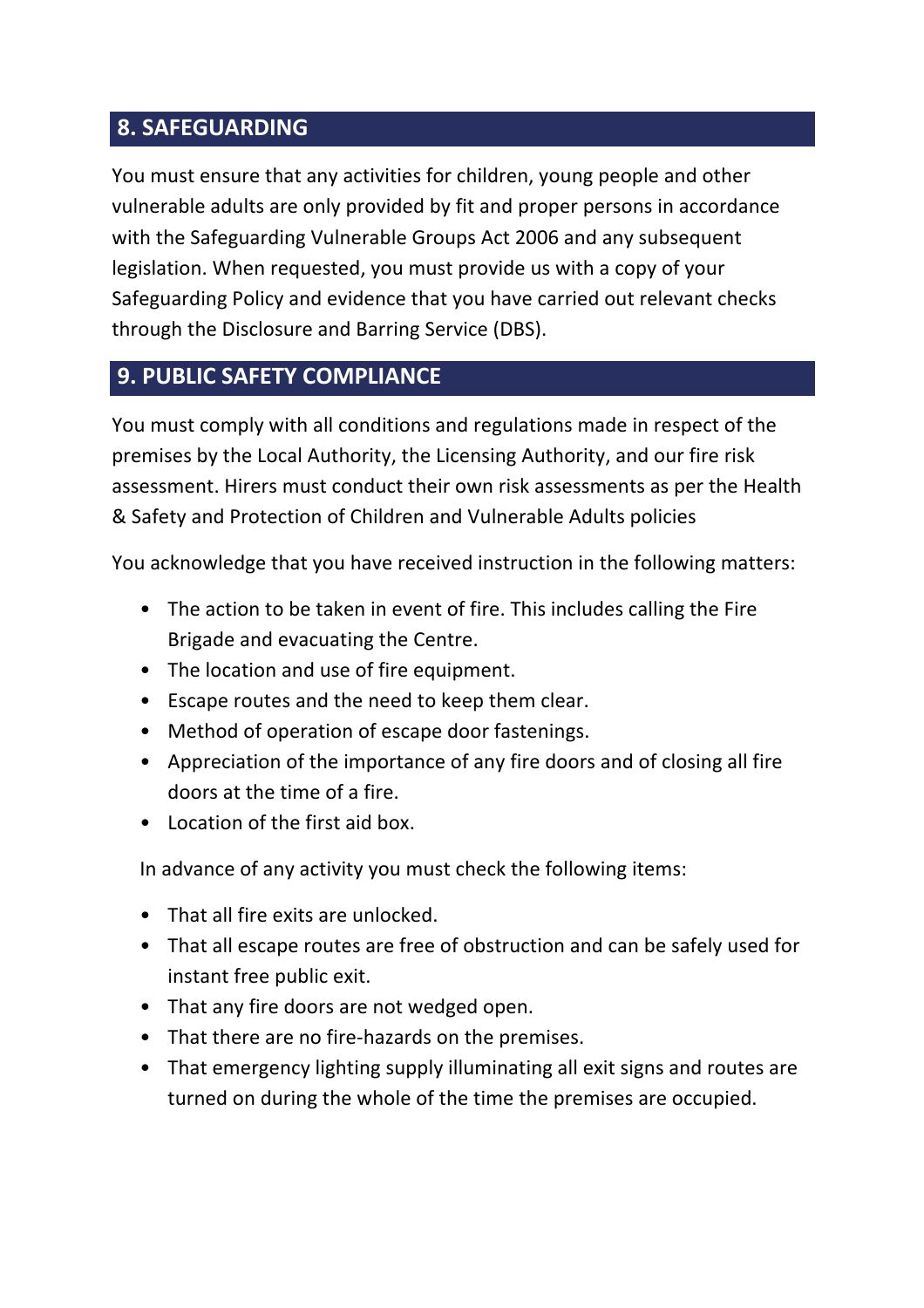## 8. SAFEGUARDING

You must ensure that any activities for children, young people and other vulnerable adults are only provided by fit and proper persons in accordance with the Safeguarding Vulnerable Groups Act 2006 and any subsequent legislation. When requested, you must provide us with a copy of your Safeguarding Policy and evidence that you have carried out relevant checks through the Disclosure and Barring Service (DBS).

## 9. PUBLIC SAFETY COMPLIANCE

You must comply with all conditions and regulations made in respect of the premises by the Local Authority, the Licensing Authority, and our fire risk assessment. Hirers must conduct their own risk assessments as per the Health & Safety and Protection of Children and Vulnerable Adults policies

You acknowledge that you have received instruction in the following matters:

- The action to be taken in event of fire. This includes calling the Fire Brigade and evacuating the Centre.
- The location and use of fire equipment.
- Escape routes and the need to keep them clear.
- Method of operation of escape door fastenings.
- Appreciation of the importance of any fire doors and of closing all fire doors at the time of a fire.
- Location of the first aid box.

In advance of any activity you must check the following items:

- That all fire exits are unlocked.
- That all escape routes are free of obstruction and can be safely used for instant free public exit.
- That any fire doors are not wedged open.
- That there are no fire-hazards on the premises.
- That emergency lighting supply illuminating all exit signs and routes are turned on during the whole of the time the premises are occupied.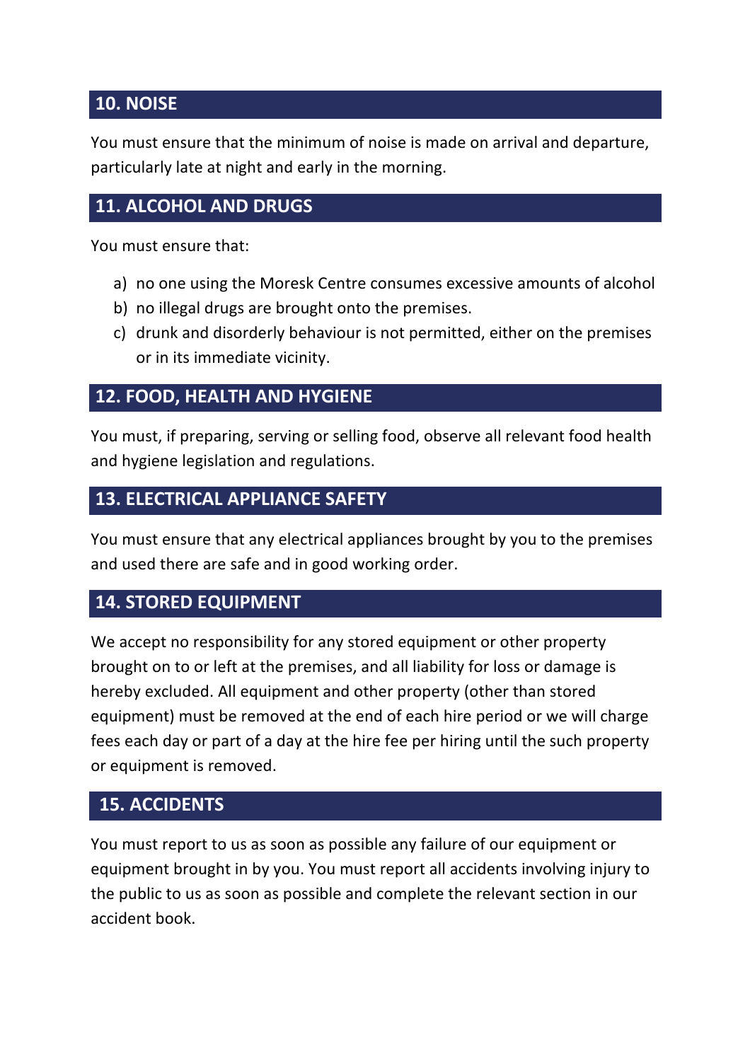## 10. NOISE

You must ensure that the minimum of noise is made on arrival and departure, particularly late at night and early in the morning.

## 11. ALCOHOL AND DRUGS

You must ensure that:

a) no one using the Moresk Centre consumes excessive amounts of alcohol
b) no illegal drugs are brought onto the premises.
c) drunk and disorderly behaviour is not permitted, either on the premises or in its immediate vicinity.

## 12. FOOD, HEALTH AND HYGIENE

You must, if preparing, serving or selling food, observe all relevant food health and hygiene legislation and regulations.

## 13. ELECTRICAL APPLIANCE SAFETY

You must ensure that any electrical appliances brought by you to the premises and used there are safe and in good working order.

## 14. STORED EQUIPMENT

We accept no responsibility for any stored equipment or other property brought on to or left at the premises, and all liability for loss or damage is hereby excluded. All equipment and other property (other than stored equipment) must be removed at the end of each hire period or we will charge fees each day or part of a day at the hire fee per hiring until the such property or equipment is removed.

## 15. ACCIDENTS

You must report to us as soon as possible any failure of our equipment or equipment brought in by you. You must report all accidents involving injury to the public to us as soon as possible and complete the relevant section in our accident book.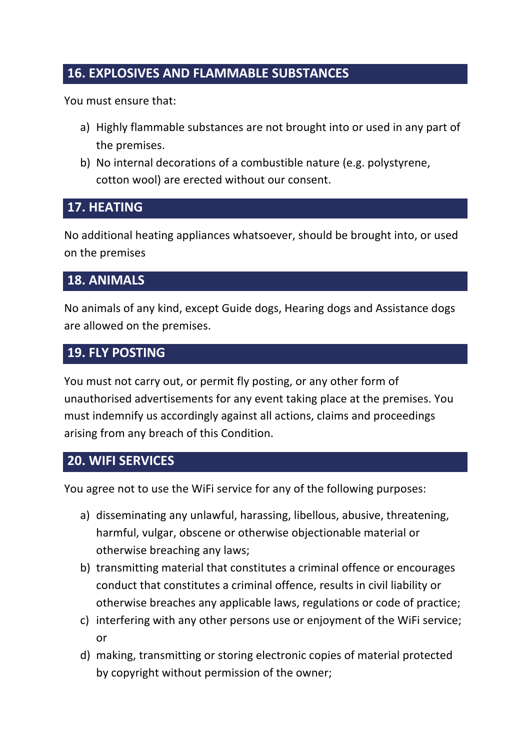## 16. EXPLOSIVES AND FLAMMABLE SUBSTANCES

You must ensure that:

a) Highly flammable substances are not brought into or used in any part of the premises.
b) No internal decorations of a combustible nature (e.g. polystyrene, cotton wool) are erected without our consent.

## 17. HEATING

No additional heating appliances whatsoever, should be brought into, or used on the premises

## 18. ANIMALS

No animals of any kind, except Guide dogs, Hearing dogs and Assistance dogs are allowed on the premises.

## 19. FLY POSTING

You must not carry out, or permit fly posting, or any other form of unauthorised advertisements for any event taking place at the premises. You must indemnify us accordingly against all actions, claims and proceedings arising from any breach of this Condition.

## 20. WIFI SERVICES

You agree not to use the WiFi service for any of the following purposes:

a) disseminating any unlawful, harassing, libellous, abusive, threatening, harmful, vulgar, obscene or otherwise objectionable material or otherwise breaching any laws;
b) transmitting material that constitutes a criminal offence or encourages conduct that constitutes a criminal offence, results in civil liability or otherwise breaches any applicable laws, regulations or code of practice;
c) interfering with any other persons use or enjoyment of the WiFi service; or
d) making, transmitting or storing electronic copies of material protected by copyright without permission of the owner;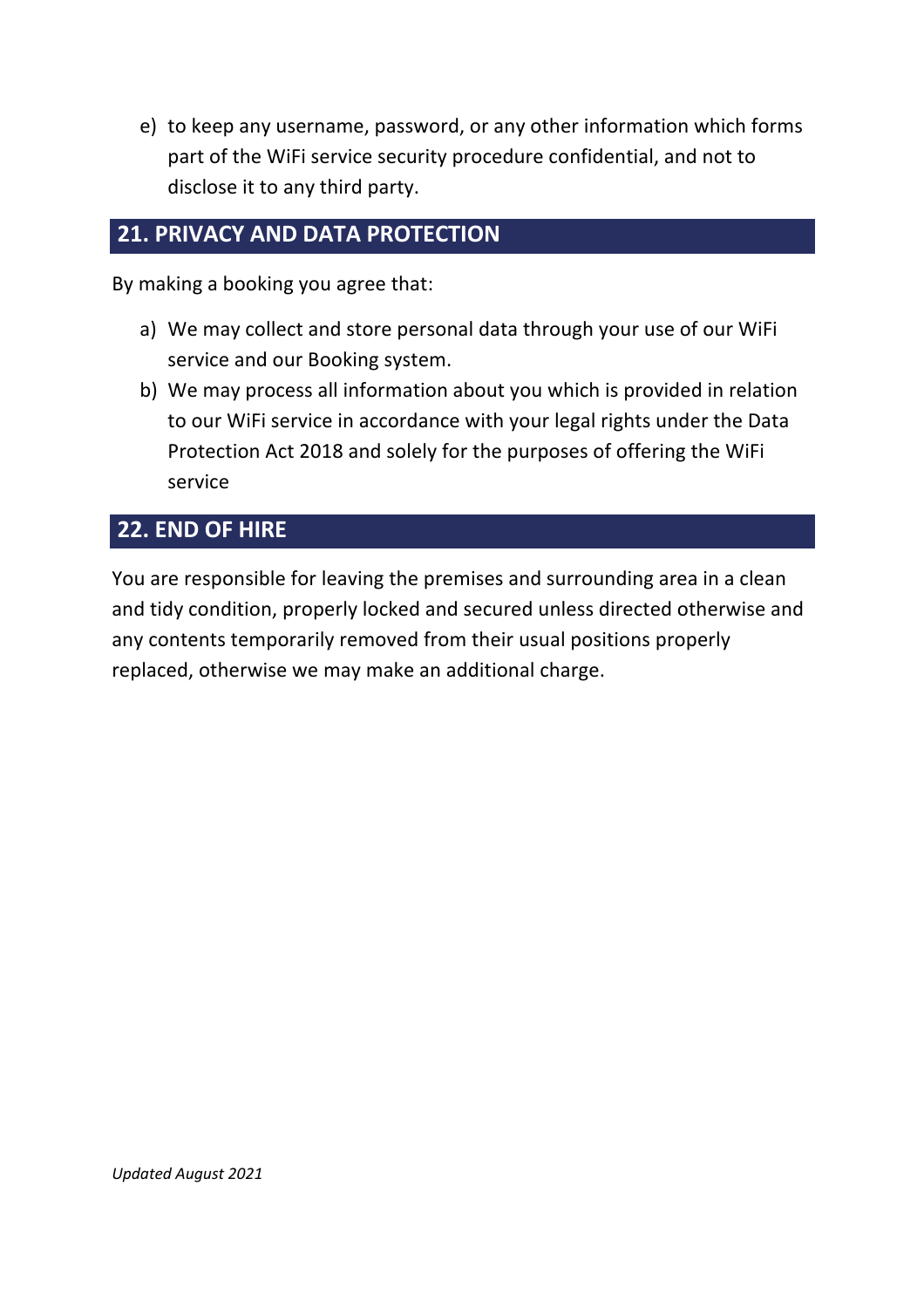e) to keep any username, password, or any other information which forms part of the WiFi service security procedure confidential, and not to disclose it to any third party.

## 21. PRIVACY AND DATA PROTECTION

By making a booking you agree that:

a) We may collect and store personal data through your use of our WiFi service and our Booking system.
b) We may process all information about you which is provided in relation to our WiFi service in accordance with your legal rights under the Data Protection Act 2018 and solely for the purposes of offering the WiFi service

## 22. END OF HIRE

You are responsible for leaving the premises and surrounding area in a clean and tidy condition, properly locked and secured unless directed otherwise and any contents temporarily removed from their usual positions properly replaced, otherwise we may make an additional charge.

*Updated August 2021*